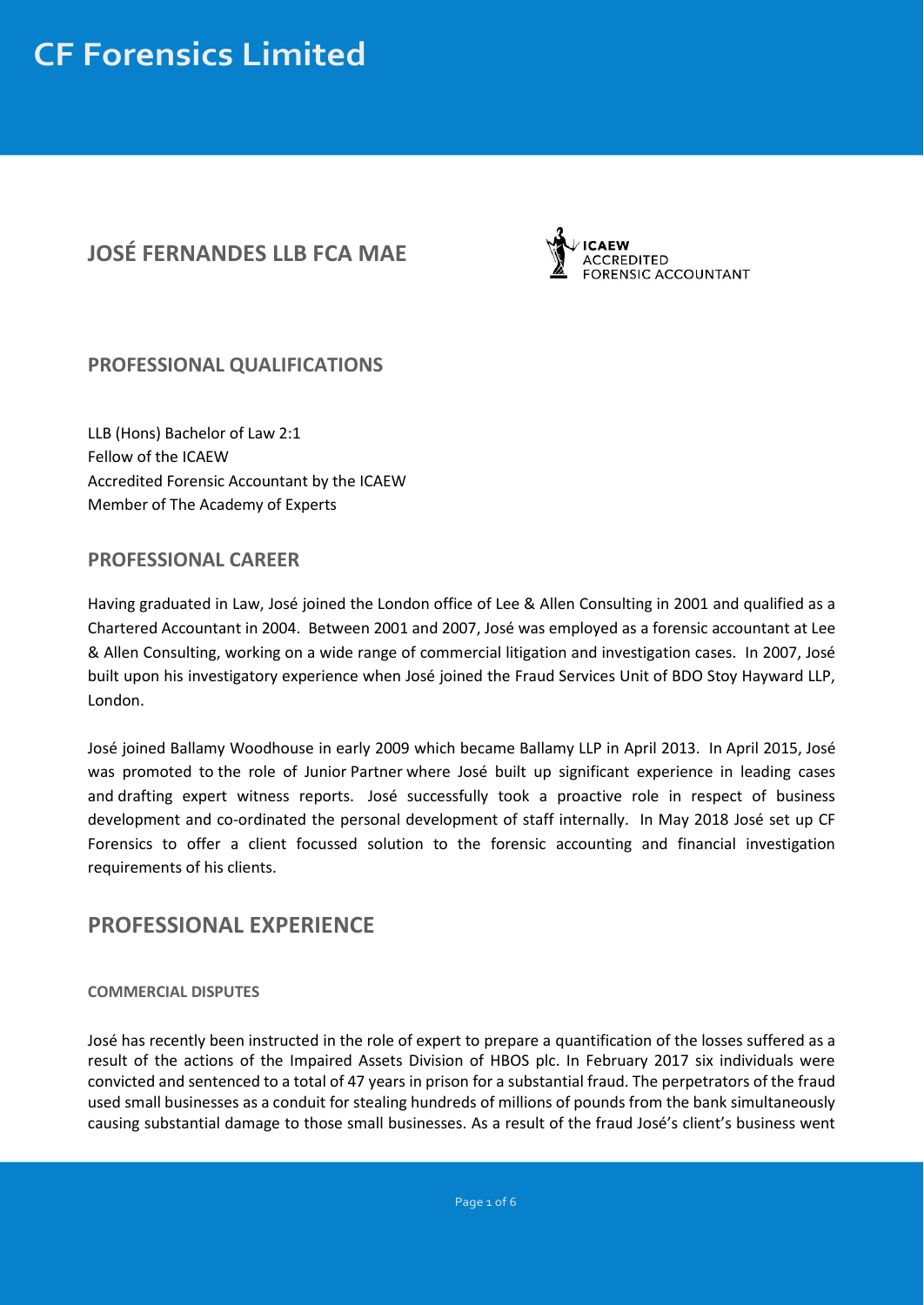# CF Forensics Limited

## JOSÉ FERNANDES LLB FCA MAE

ICAEW ACCREDITED FORENSIC ACCOUNTANT

## PROFESSIONAL QUALIFICATIONS

LLB (Hons) Bachelor of Law 2:1
Fellow of the ICAEW
Accredited Forensic Accountant by the ICAEW
Member of The Academy of Experts

## PROFESSIONAL CAREER

Having graduated in Law, José joined the London office of Lee & Allen Consulting in 2001 and qualified as a Chartered Accountant in 2004. Between 2001 and 2007, José was employed as a forensic accountant at Lee & Allen Consulting, working on a wide range of commercial litigation and investigation cases. In 2007, José built upon his investigatory experience when José joined the Fraud Services Unit of BDO Stoy Hayward LLP, London.

José joined Ballamy Woodhouse in early 2009 which became Ballamy LLP in April 2013. In April 2015, José was promoted to the role of Junior Partner where José built up significant experience in leading cases and drafting expert witness reports. José successfully took a proactive role in respect of business development and co-ordinated the personal development of staff internally. In May 2018 José set up CF Forensics to offer a client focussed solution to the forensic accounting and financial investigation requirements of his clients.

## PROFESSIONAL EXPERIENCE

#### COMMERCIAL DISPUTES

José has recently been instructed in the role of expert to prepare a quantification of the losses suffered as a result of the actions of the Impaired Assets Division of HBOS plc. In February 2017 six individuals were convicted and sentenced to a total of 47 years in prison for a substantial fraud. The perpetrators of the fraud used small businesses as a conduit for stealing hundreds of millions of pounds from the bank simultaneously causing substantial damage to those small businesses. As a result of the fraud José's client's business went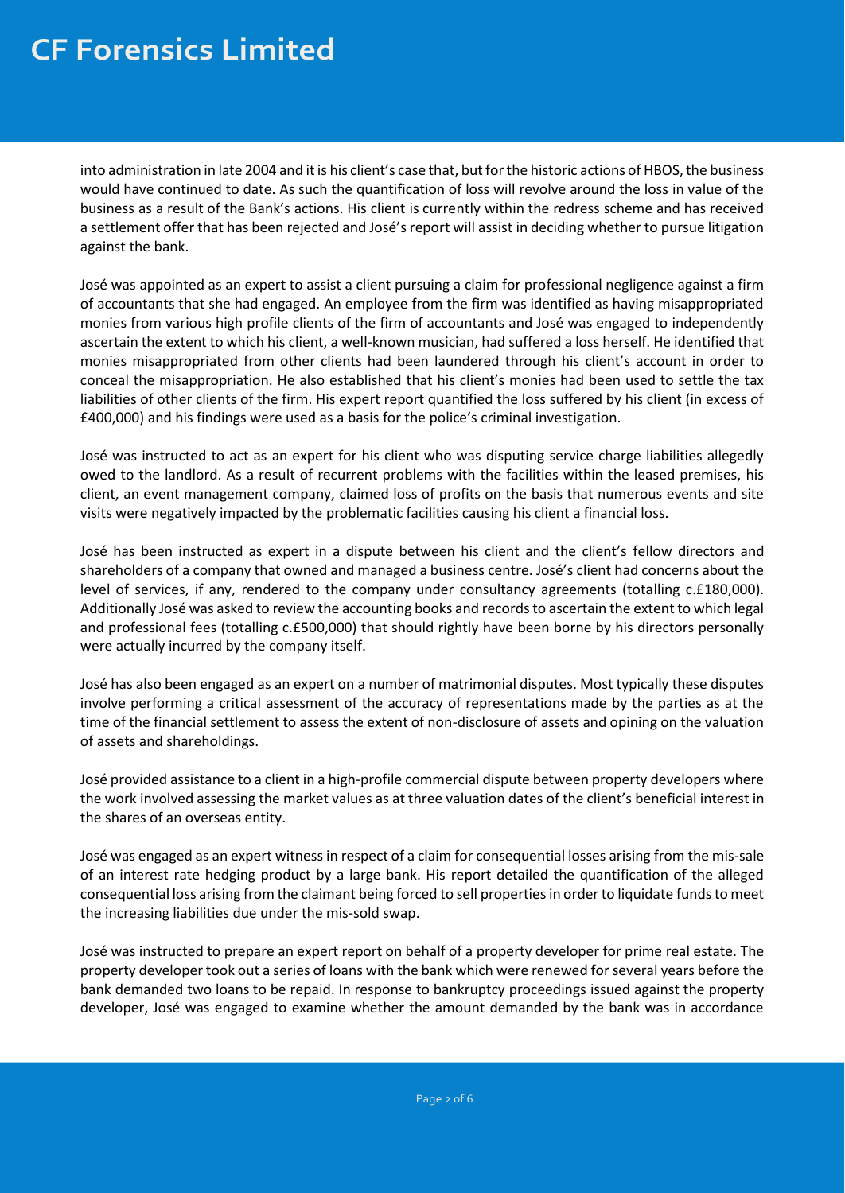into administration in late 2004 and it is his client's case that, but for the historic actions of HBOS, the business would have continued to date. As such the quantification of loss will revolve around the loss in value of the business as a result of the Bank's actions. His client is currently within the redress scheme and has received a settlement offer that has been rejected and José's report will assist in deciding whether to pursue litigation against the bank.

José was appointed as an expert to assist a client pursuing a claim for professional negligence against a firm of accountants that she had engaged. An employee from the firm was identified as having misappropriated monies from various high profile clients of the firm of accountants and José was engaged to independently ascertain the extent to which his client, a well-known musician, had suffered a loss herself. He identified that monies misappropriated from other clients had been laundered through his client's account in order to conceal the misappropriation. He also established that his client's monies had been used to settle the tax liabilities of other clients of the firm. His expert report quantified the loss suffered by his client (in excess of £400,000) and his findings were used as a basis for the police's criminal investigation.

José was instructed to act as an expert for his client who was disputing service charge liabilities allegedly owed to the landlord. As a result of recurrent problems with the facilities within the leased premises, his client, an event management company, claimed loss of profits on the basis that numerous events and site visits were negatively impacted by the problematic facilities causing his client a financial loss.

José has been instructed as expert in a dispute between his client and the client's fellow directors and shareholders of a company that owned and managed a business centre. José's client had concerns about the level of services, if any, rendered to the company under consultancy agreements (totalling c.£180,000). Additionally José was asked to review the accounting books and records to ascertain the extent to which legal and professional fees (totalling c.£500,000) that should rightly have been borne by his directors personally were actually incurred by the company itself.

José has also been engaged as an expert on a number of matrimonial disputes. Most typically these disputes involve performing a critical assessment of the accuracy of representations made by the parties as at the time of the financial settlement to assess the extent of non-disclosure of assets and opining on the valuation of assets and shareholdings.

José provided assistance to a client in a high-profile commercial dispute between property developers where the work involved assessing the market values as at three valuation dates of the client's beneficial interest in the shares of an overseas entity.

José was engaged as an expert witness in respect of a claim for consequential losses arising from the mis-sale of an interest rate hedging product by a large bank. His report detailed the quantification of the alleged consequential loss arising from the claimant being forced to sell properties in order to liquidate funds to meet the increasing liabilities due under the mis-sold swap.

José was instructed to prepare an expert report on behalf of a property developer for prime real estate. The property developer took out a series of loans with the bank which were renewed for several years before the bank demanded two loans to be repaid. In response to bankruptcy proceedings issued against the property developer, José was engaged to examine whether the amount demanded by the bank was in accordance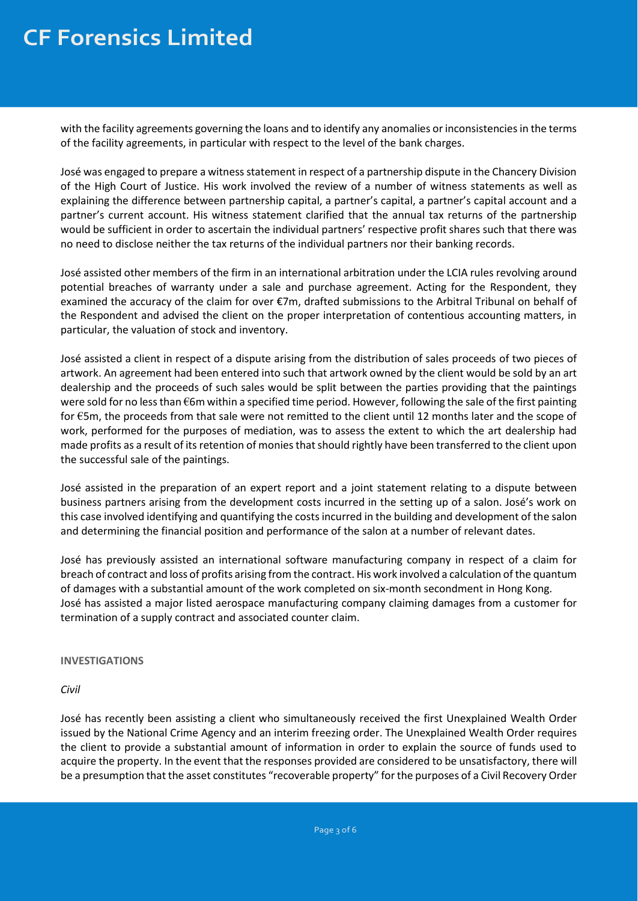with the facility agreements governing the loans and to identify any anomalies or inconsistencies in the terms of the facility agreements, in particular with respect to the level of the bank charges.

José was engaged to prepare a witness statement in respect of a partnership dispute in the Chancery Division of the High Court of Justice. His work involved the review of a number of witness statements as well as explaining the difference between partnership capital, a partner's capital, a partner's capital account and a partner's current account. His witness statement clarified that the annual tax returns of the partnership would be sufficient in order to ascertain the individual partners' respective profit shares such that there was no need to disclose neither the tax returns of the individual partners nor their banking records.

José assisted other members of the firm in an international arbitration under the LCIA rules revolving around potential breaches of warranty under a sale and purchase agreement. Acting for the Respondent, they examined the accuracy of the claim for over €7m, drafted submissions to the Arbitral Tribunal on behalf of the Respondent and advised the client on the proper interpretation of contentious accounting matters, in particular, the valuation of stock and inventory.

José assisted a client in respect of a dispute arising from the distribution of sales proceeds of two pieces of artwork. An agreement had been entered into such that artwork owned by the client would be sold by an art dealership and the proceeds of such sales would be split between the parties providing that the paintings were sold for no less than €6m within a specified time period. However, following the sale of the first painting for €5m, the proceeds from that sale were not remitted to the client until 12 months later and the scope of work, performed for the purposes of mediation, was to assess the extent to which the art dealership had made profits as a result of its retention of monies that should rightly have been transferred to the client upon the successful sale of the paintings.

José assisted in the preparation of an expert report and a joint statement relating to a dispute between business partners arising from the development costs incurred in the setting up of a salon. José's work on this case involved identifying and quantifying the costs incurred in the building and development of the salon and determining the financial position and performance of the salon at a number of relevant dates.

José has previously assisted an international software manufacturing company in respect of a claim for breach of contract and loss of profits arising from the contract. His work involved a calculation of the quantum of damages with a substantial amount of the work completed on six-month secondment in Hong Kong.
José has assisted a major listed aerospace manufacturing company claiming damages from a customer for termination of a supply contract and associated counter claim.

**INVESTIGATIONS**

*Civil*

José has recently been assisting a client who simultaneously received the first Unexplained Wealth Order issued by the National Crime Agency and an interim freezing order. The Unexplained Wealth Order requires the client to provide a substantial amount of information in order to explain the source of funds used to acquire the property. In the event that the responses provided are considered to be unsatisfactory, there will be a presumption that the asset constitutes "recoverable property" for the purposes of a Civil Recovery Order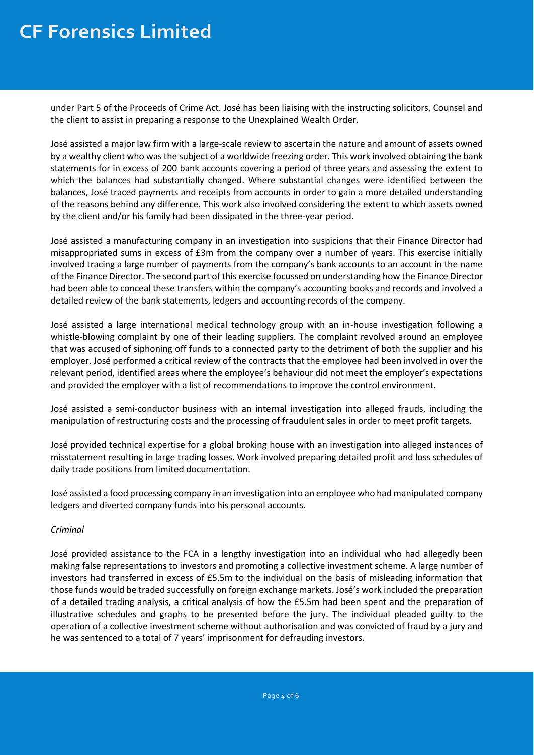under Part 5 of the Proceeds of Crime Act. José has been liaising with the instructing solicitors, Counsel and the client to assist in preparing a response to the Unexplained Wealth Order.

José assisted a major law firm with a large-scale review to ascertain the nature and amount of assets owned by a wealthy client who was the subject of a worldwide freezing order. This work involved obtaining the bank statements for in excess of 200 bank accounts covering a period of three years and assessing the extent to which the balances had substantially changed. Where substantial changes were identified between the balances, José traced payments and receipts from accounts in order to gain a more detailed understanding of the reasons behind any difference. This work also involved considering the extent to which assets owned by the client and/or his family had been dissipated in the three-year period.

José assisted a manufacturing company in an investigation into suspicions that their Finance Director had misappropriated sums in excess of £3m from the company over a number of years. This exercise initially involved tracing a large number of payments from the company's bank accounts to an account in the name of the Finance Director. The second part of this exercise focussed on understanding how the Finance Director had been able to conceal these transfers within the company's accounting books and records and involved a detailed review of the bank statements, ledgers and accounting records of the company.

José assisted a large international medical technology group with an in-house investigation following a whistle-blowing complaint by one of their leading suppliers. The complaint revolved around an employee that was accused of siphoning off funds to a connected party to the detriment of both the supplier and his employer. José performed a critical review of the contracts that the employee had been involved in over the relevant period, identified areas where the employee's behaviour did not meet the employer's expectations and provided the employer with a list of recommendations to improve the control environment.

José assisted a semi-conductor business with an internal investigation into alleged frauds, including the manipulation of restructuring costs and the processing of fraudulent sales in order to meet profit targets.

José provided technical expertise for a global broking house with an investigation into alleged instances of misstatement resulting in large trading losses. Work involved preparing detailed profit and loss schedules of daily trade positions from limited documentation.

José assisted a food processing company in an investigation into an employee who had manipulated company ledgers and diverted company funds into his personal accounts.

*Criminal*

José provided assistance to the FCA in a lengthy investigation into an individual who had allegedly been making false representations to investors and promoting a collective investment scheme. A large number of investors had transferred in excess of £5.5m to the individual on the basis of misleading information that those funds would be traded successfully on foreign exchange markets. José's work included the preparation of a detailed trading analysis, a critical analysis of how the £5.5m had been spent and the preparation of illustrative schedules and graphs to be presented before the jury. The individual pleaded guilty to the operation of a collective investment scheme without authorisation and was convicted of fraud by a jury and he was sentenced to a total of 7 years' imprisonment for defrauding investors.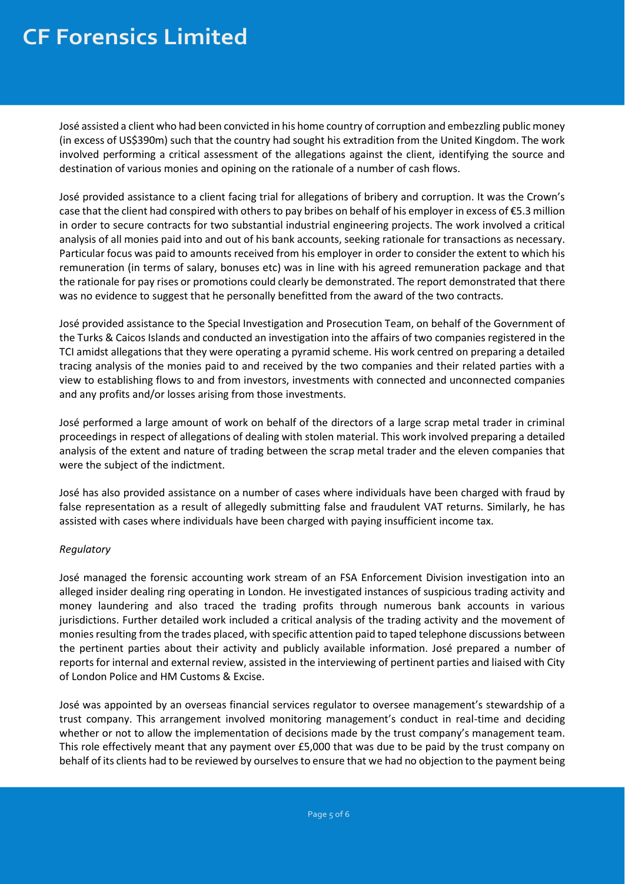José assisted a client who had been convicted in his home country of corruption and embezzling public money (in excess of US$390m) such that the country had sought his extradition from the United Kingdom. The work involved performing a critical assessment of the allegations against the client, identifying the source and destination of various monies and opining on the rationale of a number of cash flows.

José provided assistance to a client facing trial for allegations of bribery and corruption. It was the Crown's case that the client had conspired with others to pay bribes on behalf of his employer in excess of €5.3 million in order to secure contracts for two substantial industrial engineering projects. The work involved a critical analysis of all monies paid into and out of his bank accounts, seeking rationale for transactions as necessary. Particular focus was paid to amounts received from his employer in order to consider the extent to which his remuneration (in terms of salary, bonuses etc) was in line with his agreed remuneration package and that the rationale for pay rises or promotions could clearly be demonstrated. The report demonstrated that there was no evidence to suggest that he personally benefitted from the award of the two contracts.

José provided assistance to the Special Investigation and Prosecution Team, on behalf of the Government of the Turks & Caicos Islands and conducted an investigation into the affairs of two companies registered in the TCI amidst allegations that they were operating a pyramid scheme. His work centred on preparing a detailed tracing analysis of the monies paid to and received by the two companies and their related parties with a view to establishing flows to and from investors, investments with connected and unconnected companies and any profits and/or losses arising from those investments.

José performed a large amount of work on behalf of the directors of a large scrap metal trader in criminal proceedings in respect of allegations of dealing with stolen material. This work involved preparing a detailed analysis of the extent and nature of trading between the scrap metal trader and the eleven companies that were the subject of the indictment.

José has also provided assistance on a number of cases where individuals have been charged with fraud by false representation as a result of allegedly submitting false and fraudulent VAT returns. Similarly, he has assisted with cases where individuals have been charged with paying insufficient income tax.

*Regulatory*

José managed the forensic accounting work stream of an FSA Enforcement Division investigation into an alleged insider dealing ring operating in London. He investigated instances of suspicious trading activity and money laundering and also traced the trading profits through numerous bank accounts in various jurisdictions. Further detailed work included a critical analysis of the trading activity and the movement of monies resulting from the trades placed, with specific attention paid to taped telephone discussions between the pertinent parties about their activity and publicly available information. José prepared a number of reports for internal and external review, assisted in the interviewing of pertinent parties and liaised with City of London Police and HM Customs & Excise.

José was appointed by an overseas financial services regulator to oversee management's stewardship of a trust company. This arrangement involved monitoring management's conduct in real-time and deciding whether or not to allow the implementation of decisions made by the trust company's management team. This role effectively meant that any payment over £5,000 that was due to be paid by the trust company on behalf of its clients had to be reviewed by ourselves to ensure that we had no objection to the payment being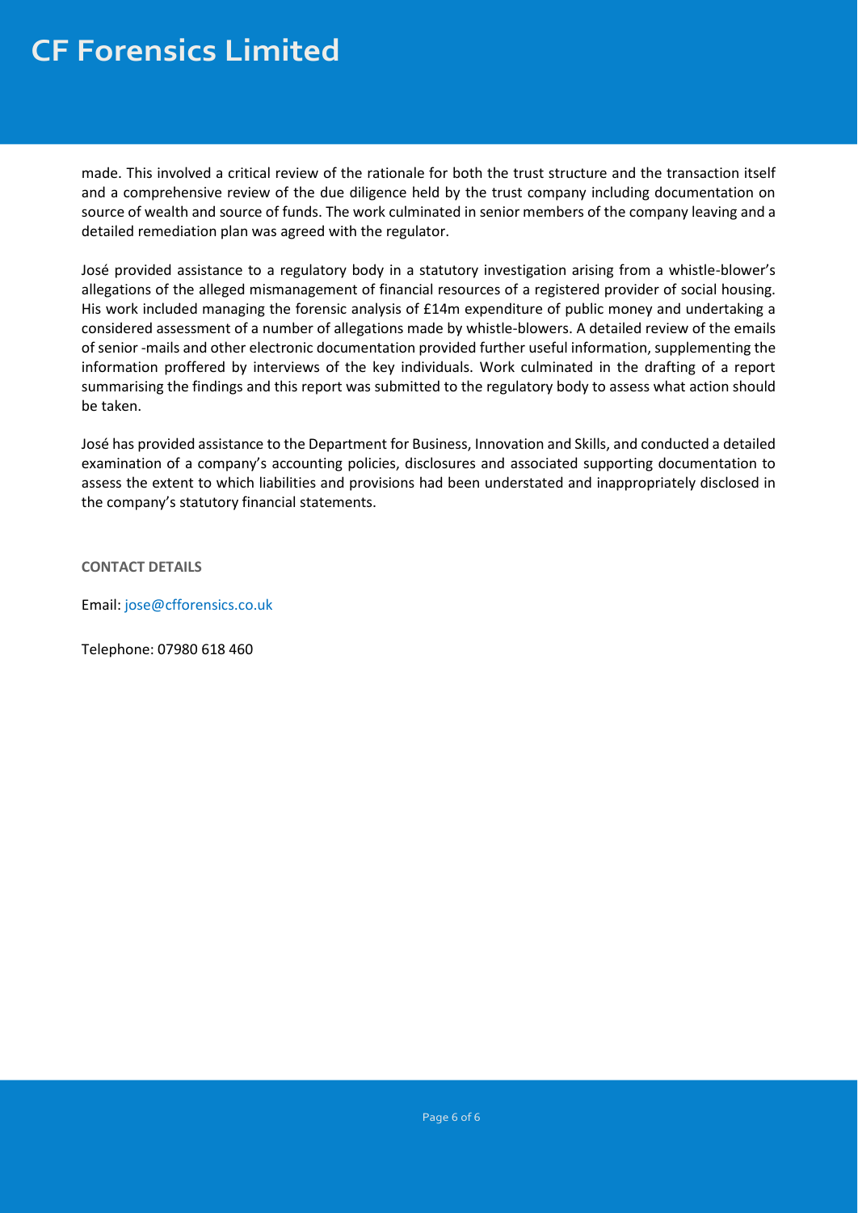made. This involved a critical review of the rationale for both the trust structure and the transaction itself and a comprehensive review of the due diligence held by the trust company including documentation on source of wealth and source of funds. The work culminated in senior members of the company leaving and a detailed remediation plan was agreed with the regulator.

José provided assistance to a regulatory body in a statutory investigation arising from a whistle-blower's allegations of the alleged mismanagement of financial resources of a registered provider of social housing. His work included managing the forensic analysis of £14m expenditure of public money and undertaking a considered assessment of a number of allegations made by whistle-blowers. A detailed review of the emails of senior -mails and other electronic documentation provided further useful information, supplementing the information proffered by interviews of the key individuals. Work culminated in the drafting of a report summarising the findings and this report was submitted to the regulatory body to assess what action should be taken.

José has provided assistance to the Department for Business, Innovation and Skills, and conducted a detailed examination of a company's accounting policies, disclosures and associated supporting documentation to assess the extent to which liabilities and provisions had been understated and inappropriately disclosed in the company's statutory financial statements.

**CONTACT DETAILS**

Email: jose@cfforensics.co.uk

Telephone: 07980 618 460